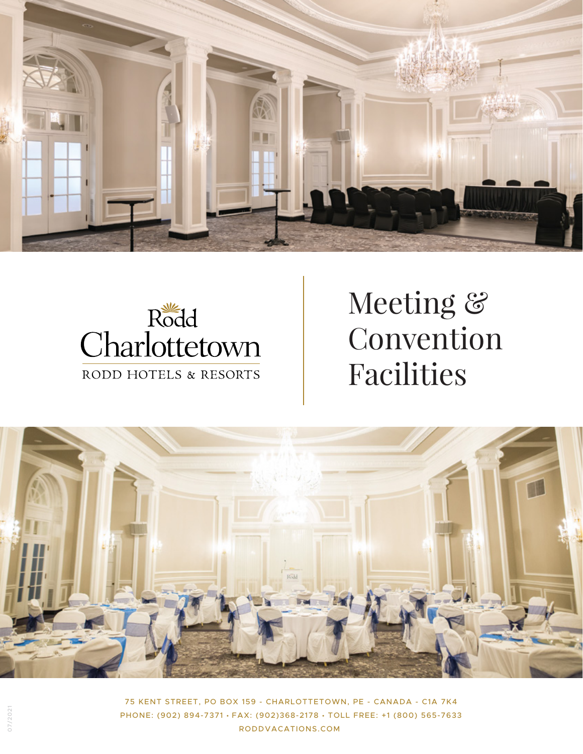Rodd Charlottetown

RODD HOTELS & RESORTS

# Meeting & Convention Facilities

75 KENT STREET, PO BOX 159 - CHARLOTTETOWN, PE - CANADA - C1A 7K4
PHONE: (902) 894-7371 • FAX: (902)368-2178 • TOLL FREE: +1 (800) 565-7633
RODDVACATIONS.COM

07/2021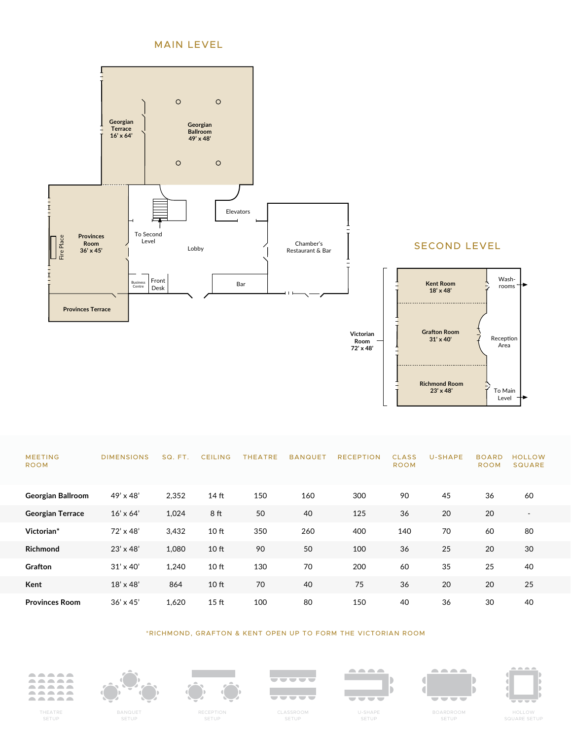## MAIN LEVEL

Georgian Terrace 16' x 64'

Georgian Ballroom 49' x 48'

Provinces Room 36' x 45'

Fire Place

Provinces Terrace

To Second Level

Lobby

Elevators

Chamber's Restaurant & Bar

Business Centre

Front Desk

Bar

## SECOND LEVEL

Victorian Room 72' x 48'

Kent Room 18' x 48'

Grafton Room 31' x 40'

Richmond Room 23' x 48'

Wash-rooms

Reception Area

To Main Level

| MEETING ROOM | DIMENSIONS | SQ. FT. | CEILING | THEATRE | BANQUET | RECEPTION | CLASS ROOM | U-SHAPE | BOARD ROOM | HOLLOW SQUARE |
|---|---|---|---|---|---|---|---|---|---|---|
| **Georgian Ballroom** | 49' x 48' | 2,352 | 14 ft | 150 | 160 | 300 | 90 | 45 | 36 | 60 |
| **Georgian Terrace** | 16' x 64' | 1,024 | 8 ft | 50 | 40 | 125 | 36 | 20 | 20 | - |
| **Victorian*** | 72' x 48' | 3,432 | 10 ft | 350 | 260 | 400 | 140 | 70 | 60 | 80 |
| **Richmond** | 23' x 48' | 1,080 | 10 ft | 90 | 50 | 100 | 36 | 25 | 20 | 30 |
| **Grafton** | 31' x 40' | 1,240 | 10 ft | 130 | 70 | 200 | 60 | 35 | 25 | 40 |
| **Kent** | 18' x 48' | 864 | 10 ft | 70 | 40 | 75 | 36 | 20 | 20 | 25 |
| **Provinces Room** | 36' x 45' | 1,620 | 15 ft | 100 | 80 | 150 | 40 | 36 | 30 | 40 |

*RICHMOND, GRAFTON & KENT OPEN UP TO FORM THE VICTORIAN ROOM

THEATRE SETUP

BANQUET SETUP

RECEPTION SETUP

CLASSROOM SETUP

U-SHAPE SETUP

BOARDROOM SETUP

HOLLOW SQUARE SETUP